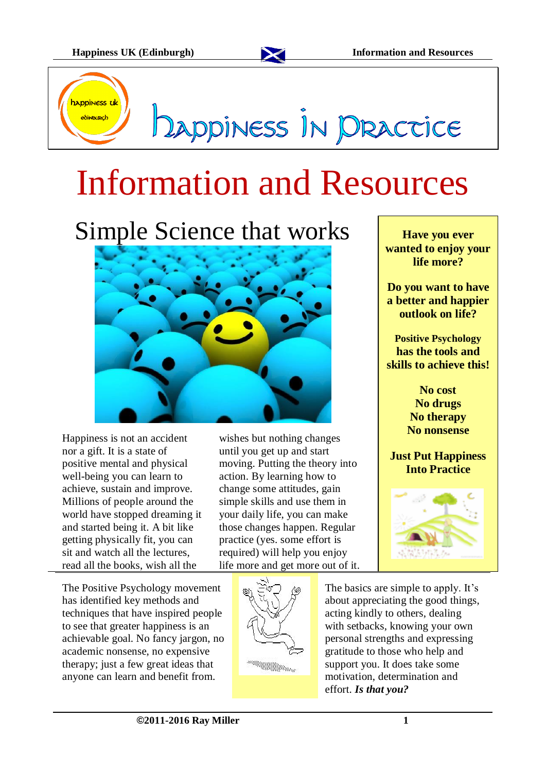# Happiness in Practice

# Information and Resources

## Simple Science that works

Happiness is not an accident nor a gift. It is a state of positive mental and physical well-being you can learn to achieve, sustain and improve. Millions of people around the world have stopped dreaming it and started being it. A bit like getting physically fit, you can sit and watch all the lectures, read all the books, wish all the wishes but nothing changes until you get up and start moving. Putting the theory into action. By learning how to change some attitudes, gain simple skills and use them in your daily life, you can make those changes happen. Regular practice (yes. some effort is required) will help you enjoy life more and get more out of it.

**Have you ever wanted to enjoy your life more?**

**Do you want to have a better and happier outlook on life?**

**Positive Psychology has the tools and skills to achieve this!**

**No cost**
**No drugs**
**No therapy**
**No nonsense**

**Just Put Happiness Into Practice**

The Positive Psychology movement has identified key methods and techniques that have inspired people to see that greater happiness is an achievable goal. No fancy jargon, no academic nonsense, no expensive therapy; just a few great ideas that anyone can learn and benefit from.

The basics are simple to apply. It's about appreciating the good things, acting kindly to others, dealing with setbacks, knowing your own personal strengths and expressing gratitude to those who help and support you. It does take some motivation, determination and effort. ***Is that you?***

**©2011-2016 Ray Miller**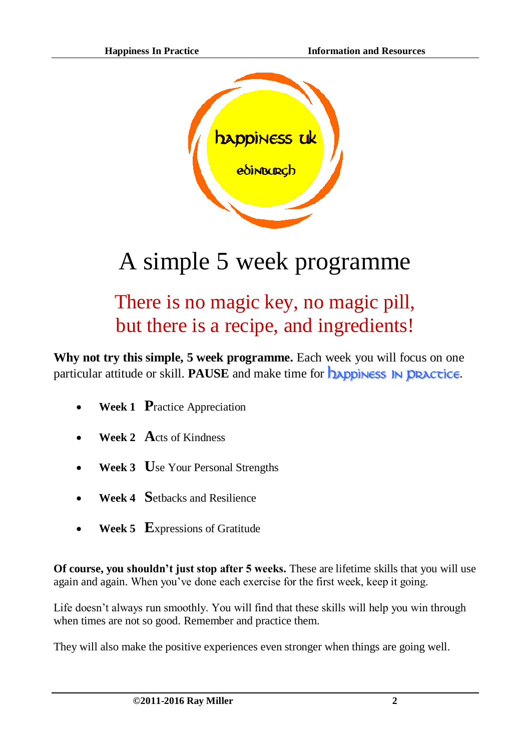happiness uk

edinburgh

# A simple 5 week programme

## There is no magic key, no magic pill, but there is a recipe, and ingredients!

**Why not try this simple, 5 week programme.** Each week you will focus on one particular attitude or skill. **PAUSE** and make time for happiness in practice.

- **Week 1** **P**ractice Appreciation
- **Week 2** **A**cts of Kindness
- **Week 3** **U**se Your Personal Strengths
- **Week 4** **S**etbacks and Resilience
- **Week 5** **E**xpressions of Gratitude

**Of course, you shouldn't just stop after 5 weeks.** These are lifetime skills that you will use again and again. When you've done each exercise for the first week, keep it going.

Life doesn't always run smoothly. You will find that these skills will help you win through when times are not so good. Remember and practice them.

They will also make the positive experiences even stronger when things are going well.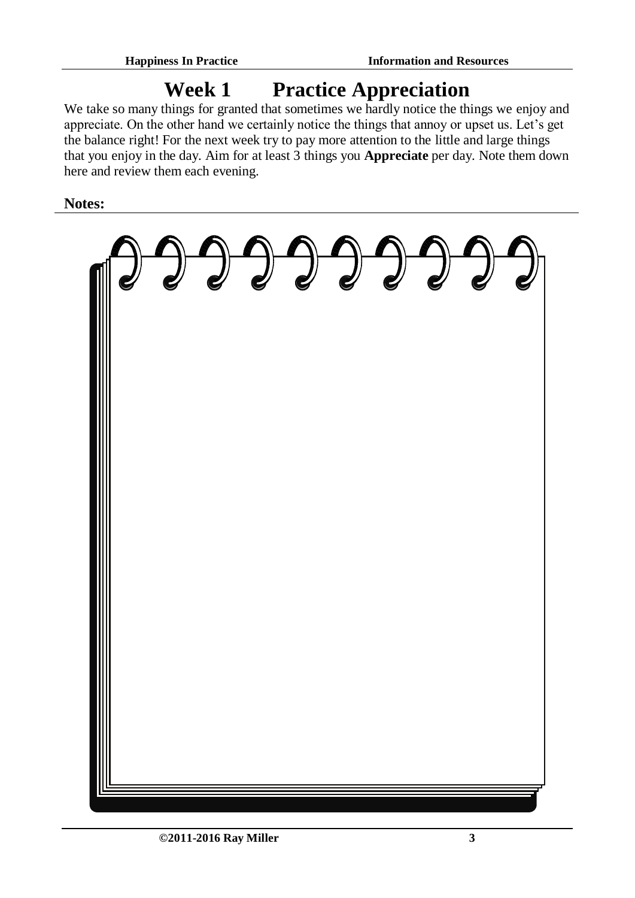# Week 1 Practice Appreciation

We take so many things for granted that sometimes we hardly notice the things we enjoy and appreciate. On the other hand we certainly notice the things that annoy or upset us. Let's get the balance right! For the next week try to pay more attention to the little and large things that you enjoy in the day. Aim for at least 3 things you **Appreciate** per day. Note them down here and review them each evening.

**Notes:**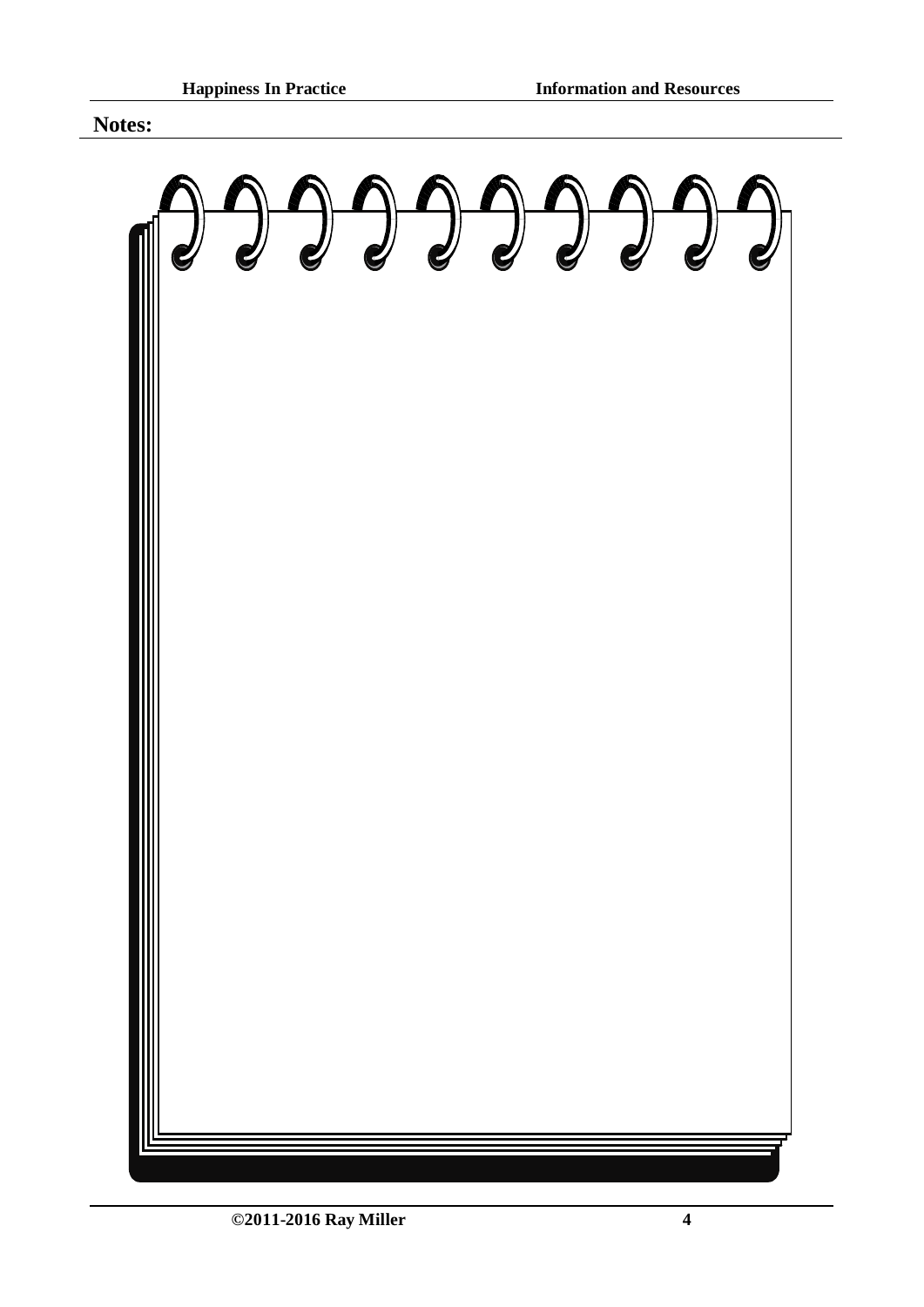## Notes: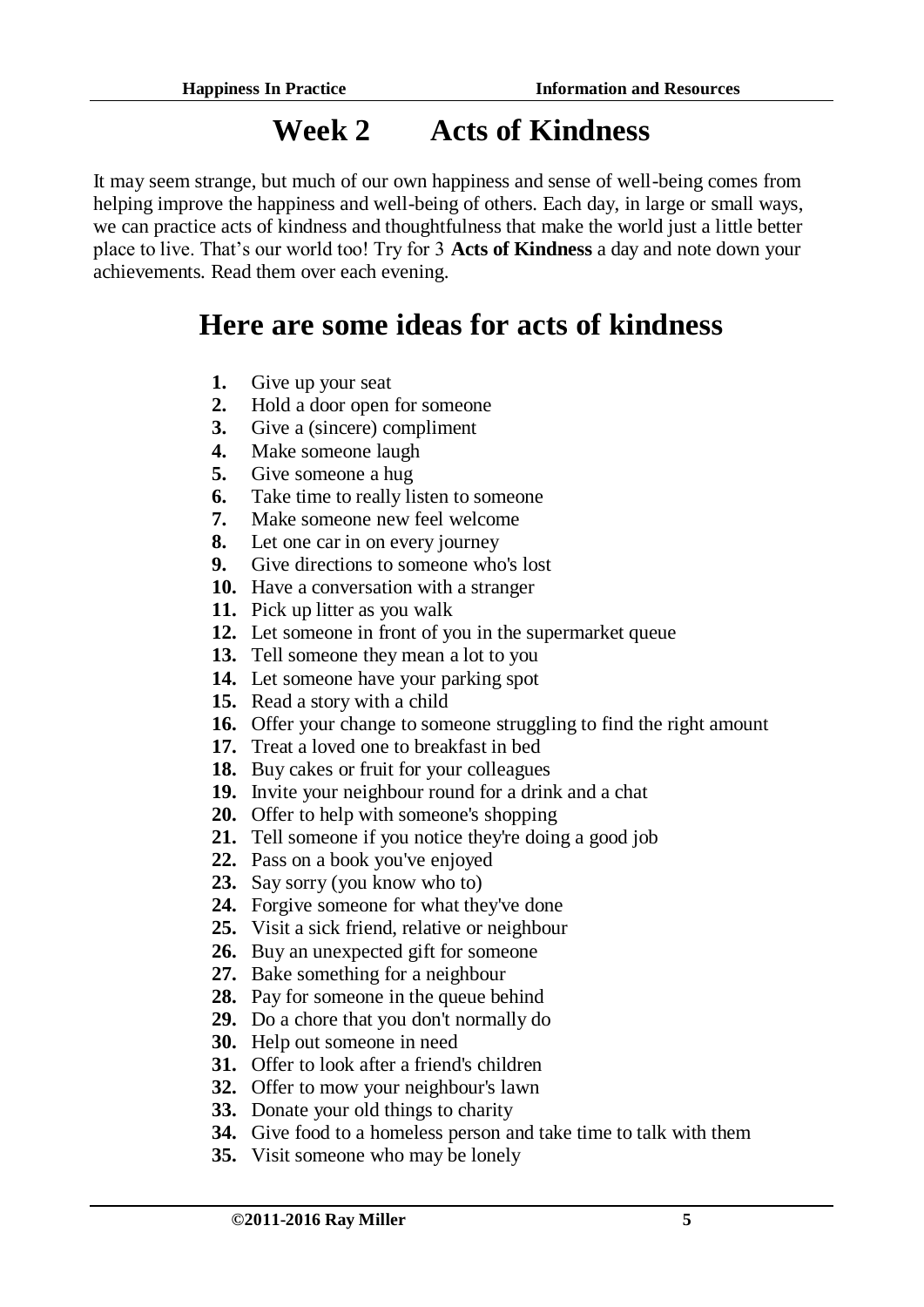# Week 2 Acts of Kindness

It may seem strange, but much of our own happiness and sense of well-being comes from helping improve the happiness and well-being of others. Each day, in large or small ways, we can practice acts of kindness and thoughtfulness that make the world just a little better place to live. That's our world too! Try for 3 **Acts of Kindness** a day and note down your achievements. Read them over each evening.

## Here are some ideas for acts of kindness

1. Give up your seat
2. Hold a door open for someone
3. Give a (sincere) compliment
4. Make someone laugh
5. Give someone a hug
6. Take time to really listen to someone
7. Make someone new feel welcome
8. Let one car in on every journey
9. Give directions to someone who's lost
10. Have a conversation with a stranger
11. Pick up litter as you walk
12. Let someone in front of you in the supermarket queue
13. Tell someone they mean a lot to you
14. Let someone have your parking spot
15. Read a story with a child
16. Offer your change to someone struggling to find the right amount
17. Treat a loved one to breakfast in bed
18. Buy cakes or fruit for your colleagues
19. Invite your neighbour round for a drink and a chat
20. Offer to help with someone's shopping
21. Tell someone if you notice they're doing a good job
22. Pass on a book you've enjoyed
23. Say sorry (you know who to)
24. Forgive someone for what they've done
25. Visit a sick friend, relative or neighbour
26. Buy an unexpected gift for someone
27. Bake something for a neighbour
28. Pay for someone in the queue behind
29. Do a chore that you don't normally do
30. Help out someone in need
31. Offer to look after a friend's children
32. Offer to mow your neighbour's lawn
33. Donate your old things to charity
34. Give food to a homeless person and take time to talk with them
35. Visit someone who may be lonely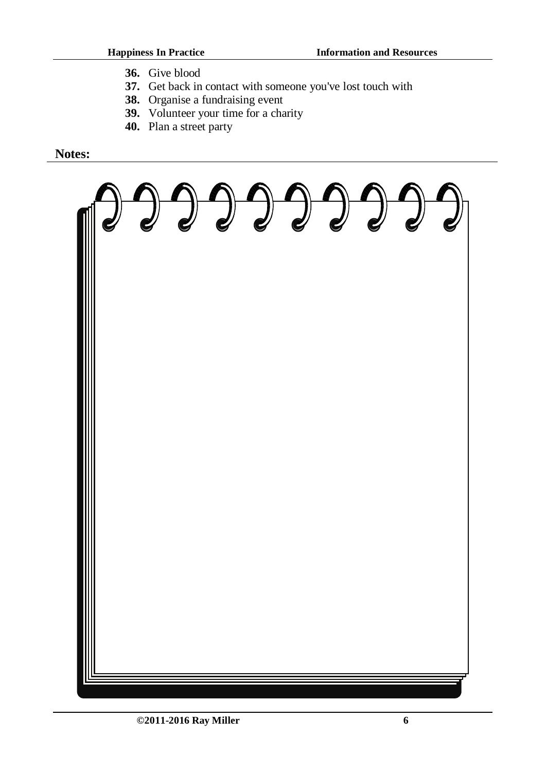36. Give blood
37. Get back in contact with someone you've lost touch with
38. Organise a fundraising event
39. Volunteer your time for a charity
40. Plan a street party

**Notes:**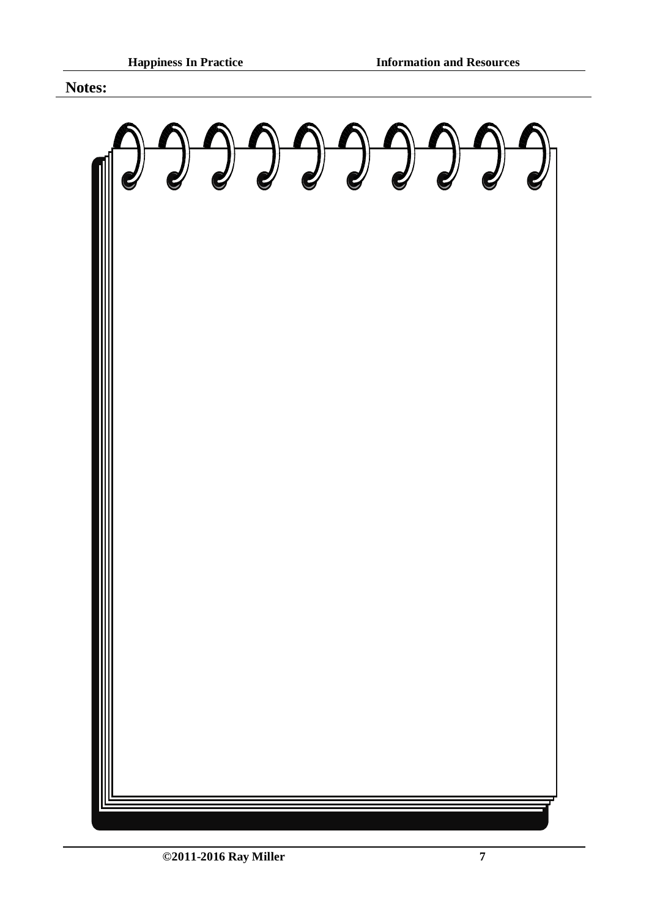**Notes:**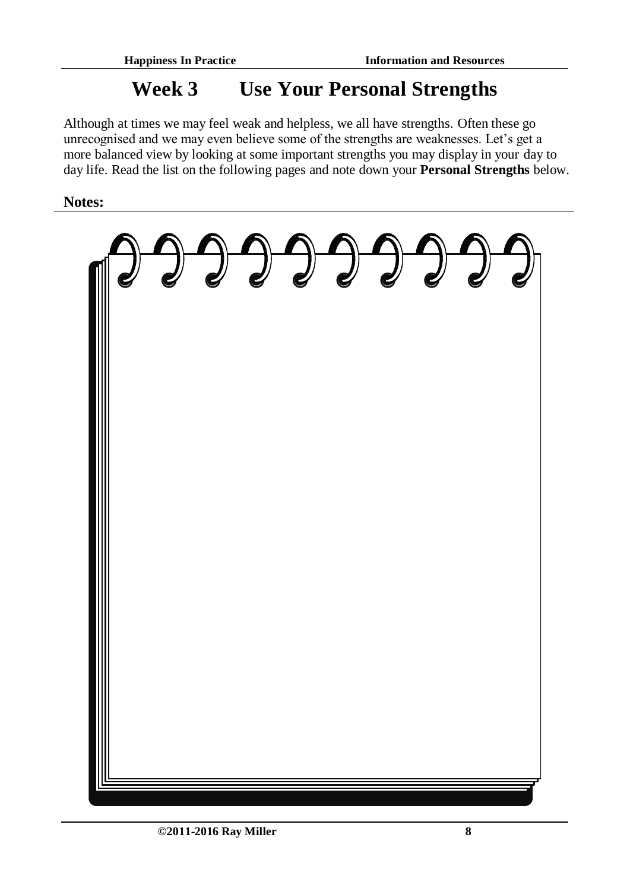# Week 3 Use Your Personal Strengths

Although at times we may feel weak and helpless, we all have strengths. Often these go unrecognised and we may even believe some of the strengths are weaknesses. Let's get a more balanced view by looking at some important strengths you may display in your day to day life. Read the list on the following pages and note down your **Personal Strengths** below.

**Notes:**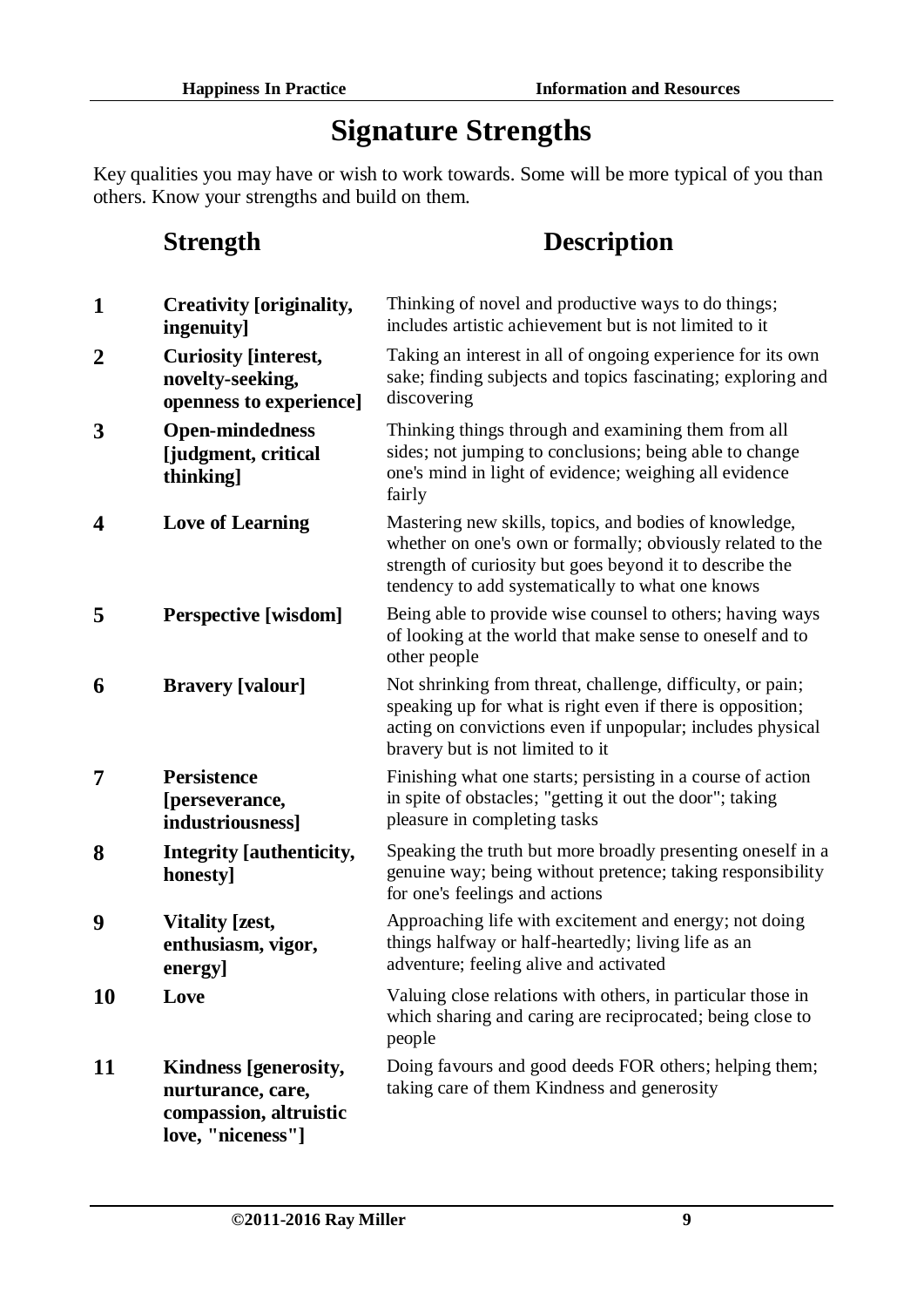# Signature Strengths

Key qualities you may have or wish to work towards. Some will be more typical of you than others. Know your strengths and build on them.

| | Strength | Description |
|---|---|---|
| **1** | **Creativity [originality, ingenuity]** | Thinking of novel and productive ways to do things; includes artistic achievement but is not limited to it |
| **2** | **Curiosity [interest, novelty-seeking, openness to experience]** | Taking an interest in all of ongoing experience for its own sake; finding subjects and topics fascinating; exploring and discovering |
| **3** | **Open-mindedness [judgment, critical thinking]** | Thinking things through and examining them from all sides; not jumping to conclusions; being able to change one's mind in light of evidence; weighing all evidence fairly |
| **4** | **Love of Learning** | Mastering new skills, topics, and bodies of knowledge, whether on one's own or formally; obviously related to the strength of curiosity but goes beyond it to describe the tendency to add systematically to what one knows |
| **5** | **Perspective [wisdom]** | Being able to provide wise counsel to others; having ways of looking at the world that make sense to oneself and to other people |
| **6** | **Bravery [valour]** | Not shrinking from threat, challenge, difficulty, or pain; speaking up for what is right even if there is opposition; acting on convictions even if unpopular; includes physical bravery but is not limited to it |
| **7** | **Persistence [perseverance, industriousness]** | Finishing what one starts; persisting in a course of action in spite of obstacles; "getting it out the door"; taking pleasure in completing tasks |
| **8** | **Integrity [authenticity, honesty]** | Speaking the truth but more broadly presenting oneself in a genuine way; being without pretence; taking responsibility for one's feelings and actions |
| **9** | **Vitality [zest, enthusiasm, vigor, energy]** | Approaching life with excitement and energy; not doing things halfway or half-heartedly; living life as an adventure; feeling alive and activated |
| **10** | **Love** | Valuing close relations with others, in particular those in which sharing and caring are reciprocated; being close to people |
| **11** | **Kindness [generosity, nurturance, care, compassion, altruistic love, "niceness"]** | Doing favours and good deeds FOR others; helping them; taking care of them Kindness and generosity |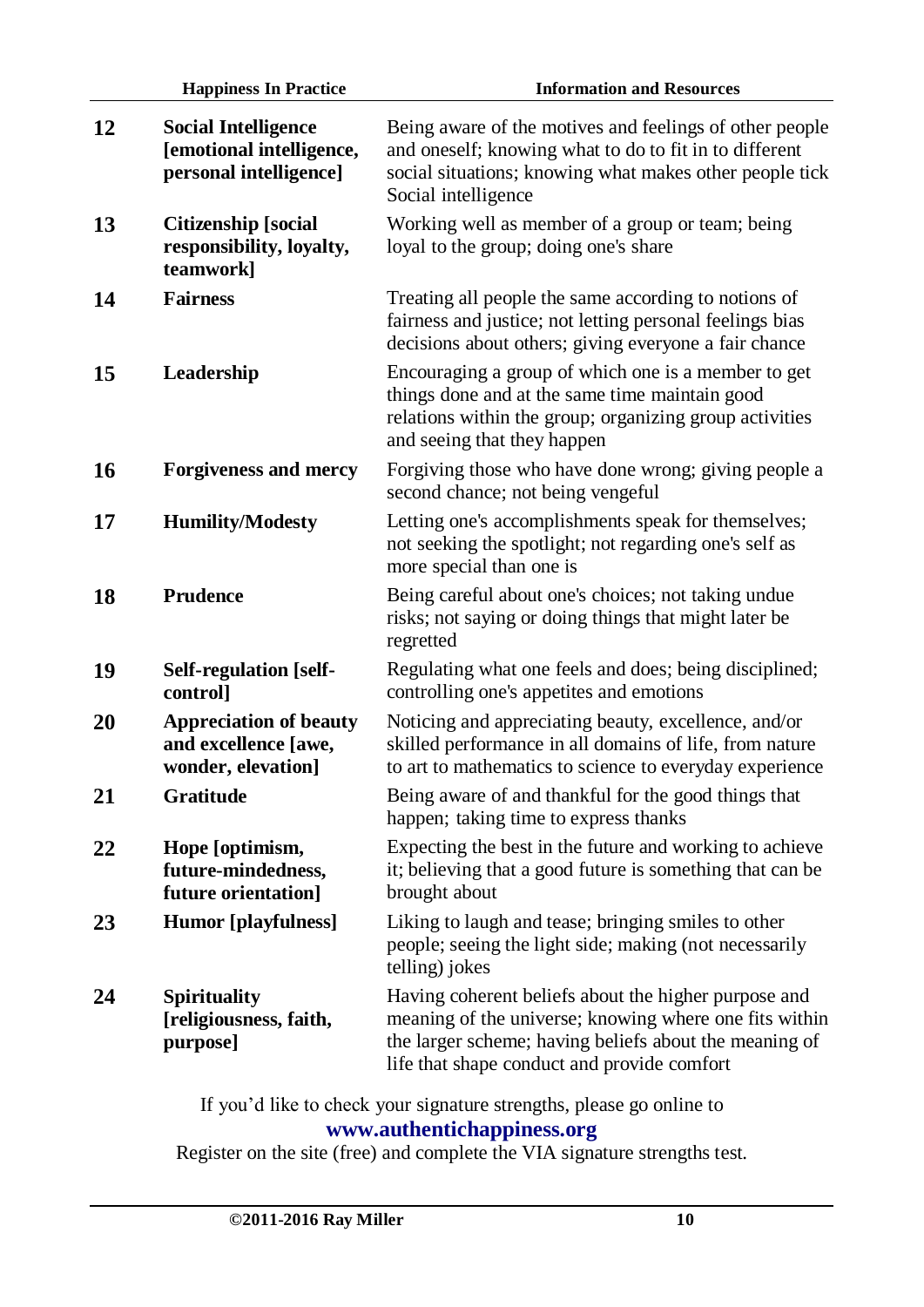| | Happiness In Practice | Information and Resources |
|---|---|---|
| **12** | **Social Intelligence [emotional intelligence, personal intelligence]** | Being aware of the motives and feelings of other people and oneself; knowing what to do to fit in to different social situations; knowing what makes other people tick Social intelligence |
| **13** | **Citizenship [social responsibility, loyalty, teamwork]** | Working well as member of a group or team; being loyal to the group; doing one's share |
| **14** | **Fairness** | Treating all people the same according to notions of fairness and justice; not letting personal feelings bias decisions about others; giving everyone a fair chance |
| **15** | **Leadership** | Encouraging a group of which one is a member to get things done and at the same time maintain good relations within the group; organizing group activities and seeing that they happen |
| **16** | **Forgiveness and mercy** | Forgiving those who have done wrong; giving people a second chance; not being vengeful |
| **17** | **Humility/Modesty** | Letting one's accomplishments speak for themselves; not seeking the spotlight; not regarding one's self as more special than one is |
| **18** | **Prudence** | Being careful about one's choices; not taking undue risks; not saying or doing things that might later be regretted |
| **19** | **Self-regulation [self-control]** | Regulating what one feels and does; being disciplined; controlling one's appetites and emotions |
| **20** | **Appreciation of beauty and excellence [awe, wonder, elevation]** | Noticing and appreciating beauty, excellence, and/or skilled performance in all domains of life, from nature to art to mathematics to science to everyday experience |
| **21** | **Gratitude** | Being aware of and thankful for the good things that happen; taking time to express thanks |
| **22** | **Hope [optimism, future-mindedness, future orientation]** | Expecting the best in the future and working to achieve it; believing that a good future is something that can be brought about |
| **23** | **Humor [playfulness]** | Liking to laugh and tease; bringing smiles to other people; seeing the light side; making (not necessarily telling) jokes |
| **24** | **Spirituality [religiousness, faith, purpose]** | Having coherent beliefs about the higher purpose and meaning of the universe; knowing where one fits within the larger scheme; having beliefs about the meaning of life that shape conduct and provide comfort |

If you'd like to check your signature strengths, please go online to
**www.authentichappiness.org**
Register on the site (free) and complete the VIA signature strengths test.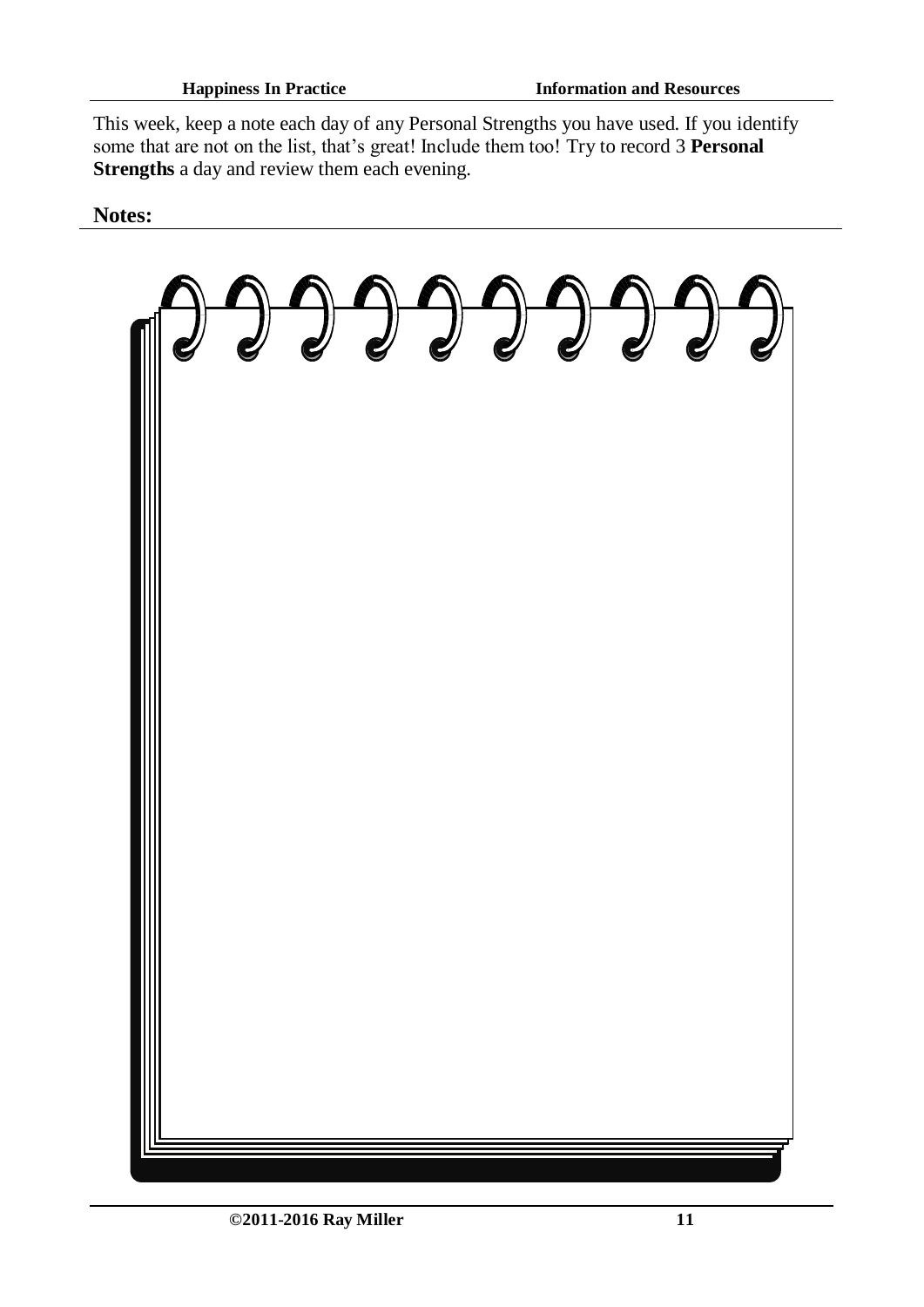This week, keep a note each day of any Personal Strengths you have used. If you identify some that are not on the list, that's great! Include them too! Try to record 3 **Personal Strengths** a day and review them each evening.

**Notes:**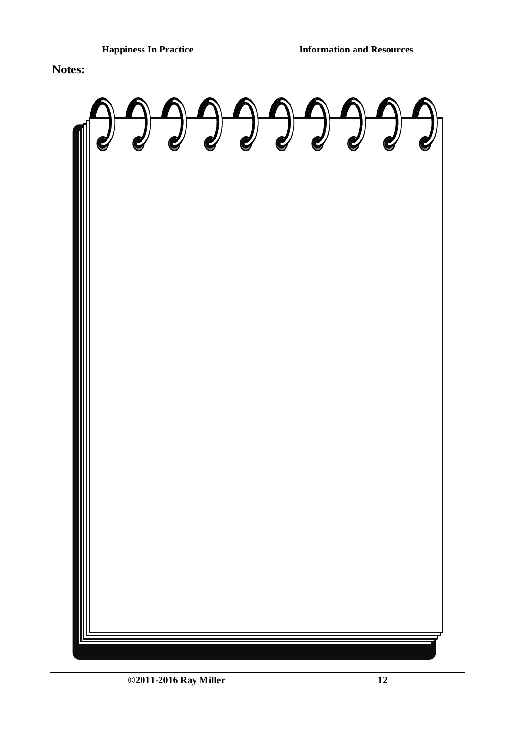**Notes:**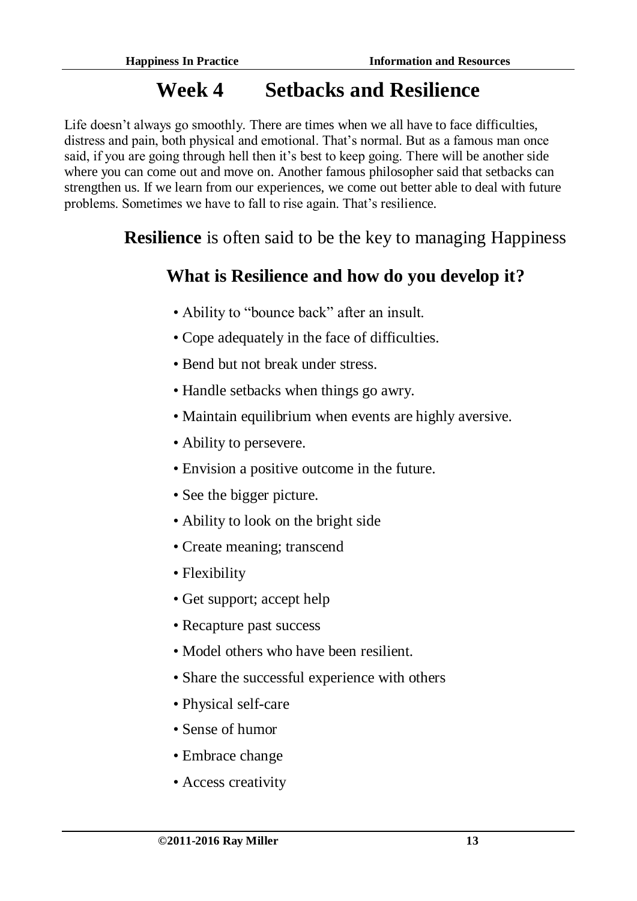# Week 4 Setbacks and Resilience

Life doesn't always go smoothly. There are times when we all have to face difficulties, distress and pain, both physical and emotional. That's normal. But as a famous man once said, if you are going through hell then it's best to keep going. There will be another side where you can come out and move on. Another famous philosopher said that setbacks can strengthen us. If we learn from our experiences, we come out better able to deal with future problems. Sometimes we have to fall to rise again. That's resilience.

**Resilience** is often said to be the key to managing Happiness

## What is Resilience and how do you develop it?

- Ability to "bounce back" after an insult.
- Cope adequately in the face of difficulties.
- Bend but not break under stress.
- Handle setbacks when things go awry.
- Maintain equilibrium when events are highly aversive.
- Ability to persevere.
- Envision a positive outcome in the future.
- See the bigger picture.
- Ability to look on the bright side
- Create meaning; transcend
- Flexibility
- Get support; accept help
- Recapture past success
- Model others who have been resilient.
- Share the successful experience with others
- Physical self-care
- Sense of humor
- Embrace change
- Access creativity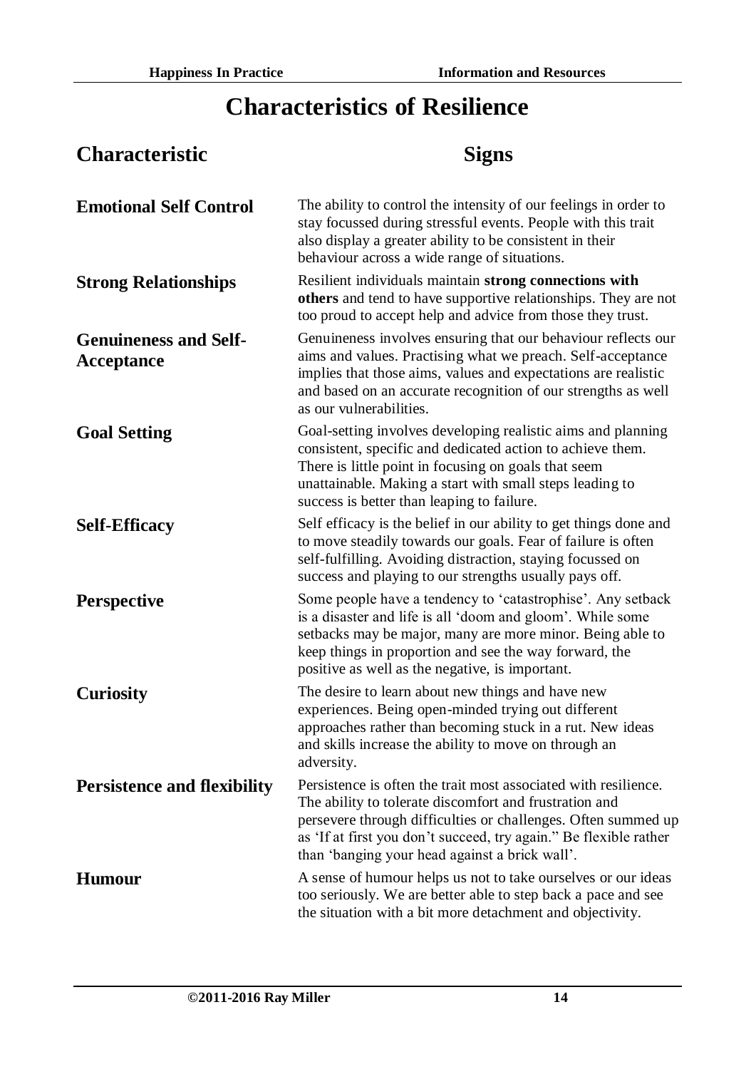# Characteristics of Resilience

| Characteristic | Signs |
|---|---|
| **Emotional Self Control** | The ability to control the intensity of our feelings in order to stay focussed during stressful events. People with this trait also display a greater ability to be consistent in their behaviour across a wide range of situations. |
| **Strong Relationships** | Resilient individuals maintain **strong connections with others** and tend to have supportive relationships. They are not too proud to accept help and advice from those they trust. |
| **Genuineness and Self-Acceptance** | Genuineness involves ensuring that our behaviour reflects our aims and values. Practising what we preach. Self-acceptance implies that those aims, values and expectations are realistic and based on an accurate recognition of our strengths as well as our vulnerabilities. |
| **Goal Setting** | Goal-setting involves developing realistic aims and planning consistent, specific and dedicated action to achieve them. There is little point in focusing on goals that seem unattainable. Making a start with small steps leading to success is better than leaping to failure. |
| **Self-Efficacy** | Self efficacy is the belief in our ability to get things done and to move steadily towards our goals. Fear of failure is often self-fulfilling. Avoiding distraction, staying focussed on success and playing to our strengths usually pays off. |
| **Perspective** | Some people have a tendency to 'catastrophise'. Any setback is a disaster and life is all 'doom and gloom'. While some setbacks may be major, many are more minor. Being able to keep things in proportion and see the way forward, the positive as well as the negative, is important. |
| **Curiosity** | The desire to learn about new things and have new experiences. Being open-minded trying out different approaches rather than becoming stuck in a rut. New ideas and skills increase the ability to move on through an adversity. |
| **Persistence and flexibility** | Persistence is often the trait most associated with resilience. The ability to tolerate discomfort and frustration and persevere through difficulties or challenges. Often summed up as 'If at first you don't succeed, try again." Be flexible rather than 'banging your head against a brick wall'. |
| **Humour** | A sense of humour helps us not to take ourselves or our ideas too seriously. We are better able to step back a pace and see the situation with a bit more detachment and objectivity. |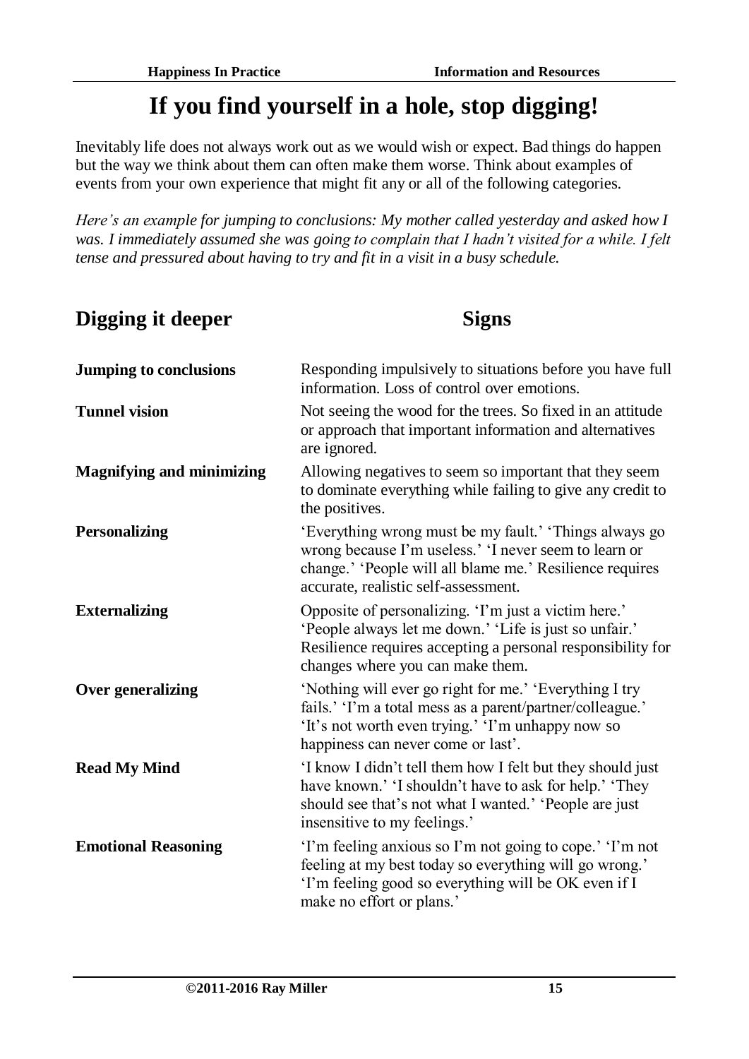# If you find yourself in a hole, stop digging!

Inevitably life does not always work out as we would wish or expect. Bad things do happen but the way we think about them can often make them worse. Think about examples of events from your own experience that might fit any or all of the following categories.

*Here's an example for jumping to conclusions: My mother called yesterday and asked how I was. I immediately assumed she was going to complain that I hadn't visited for a while. I felt tense and pressured about having to try and fit in a visit in a busy schedule.*

| Digging it deeper | Signs |
|---|---|
| **Jumping to conclusions** | Responding impulsively to situations before you have full information. Loss of control over emotions. |
| **Tunnel vision** | Not seeing the wood for the trees. So fixed in an attitude or approach that important information and alternatives are ignored. |
| **Magnifying and minimizing** | Allowing negatives to seem so important that they seem to dominate everything while failing to give any credit to the positives. |
| **Personalizing** | 'Everything wrong must be my fault.' 'Things always go wrong because I'm useless.' 'I never seem to learn or change.' 'People will all blame me.' Resilience requires accurate, realistic self-assessment. |
| **Externalizing** | Opposite of personalizing. 'I'm just a victim here.' 'People always let me down.' 'Life is just so unfair.' Resilience requires accepting a personal responsibility for changes where you can make them. |
| **Over generalizing** | 'Nothing will ever go right for me.' 'Everything I try fails.' 'I'm a total mess as a parent/partner/colleague.' 'It's not worth even trying.' 'I'm unhappy now so happiness can never come or last'. |
| **Read My Mind** | 'I know I didn't tell them how I felt but they should just have known.' 'I shouldn't have to ask for help.' 'They should see that's not what I wanted.' 'People are just insensitive to my feelings.' |
| **Emotional Reasoning** | 'I'm feeling anxious so I'm not going to cope.' 'I'm not feeling at my best today so everything will go wrong.' 'I'm feeling good so everything will be OK even if I make no effort or plans.' |

©2011-2016 Ray Miller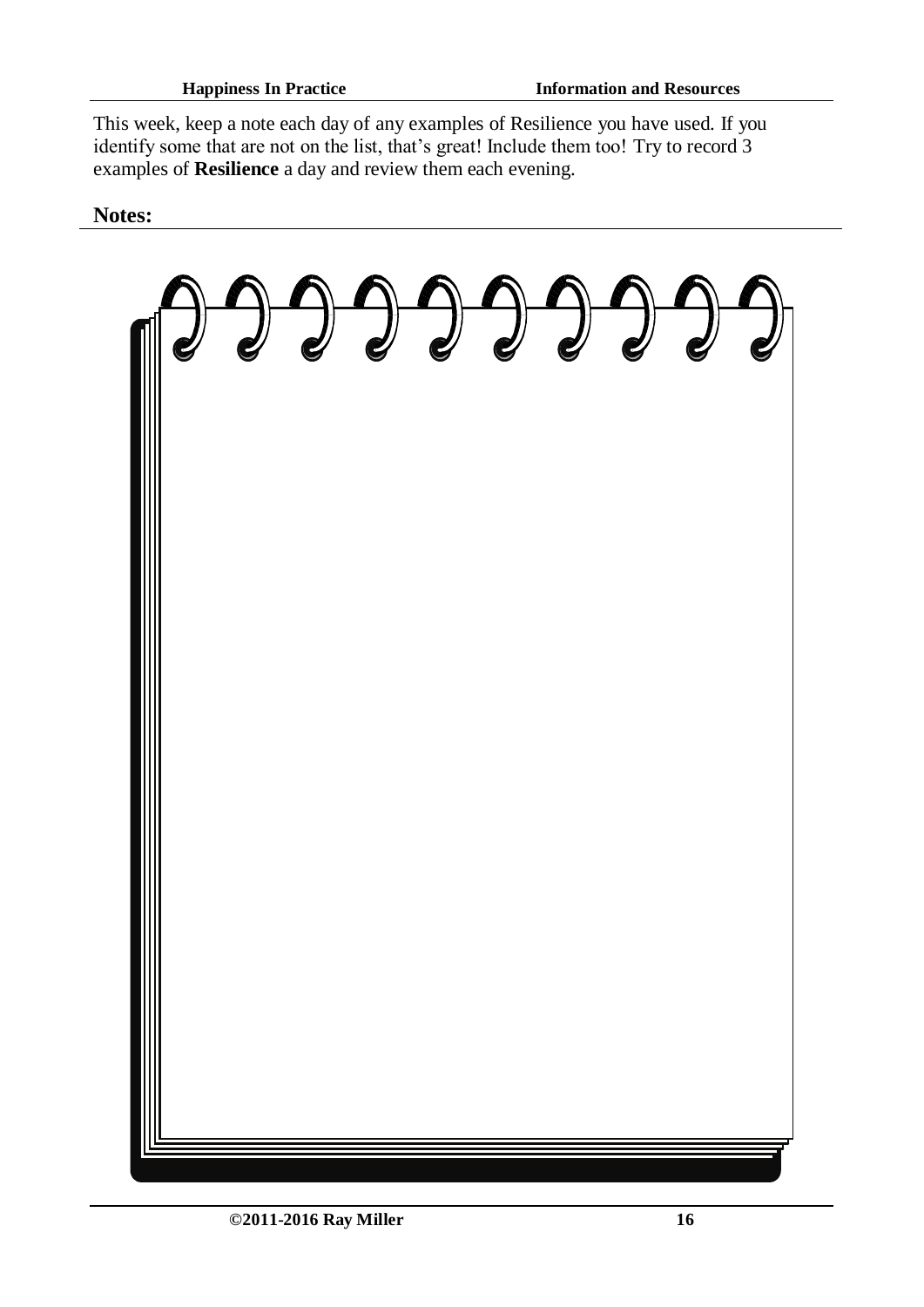This week, keep a note each day of any examples of Resilience you have used. If you identify some that are not on the list, that's great! Include them too! Try to record 3 examples of **Resilience** a day and review them each evening.

## Notes: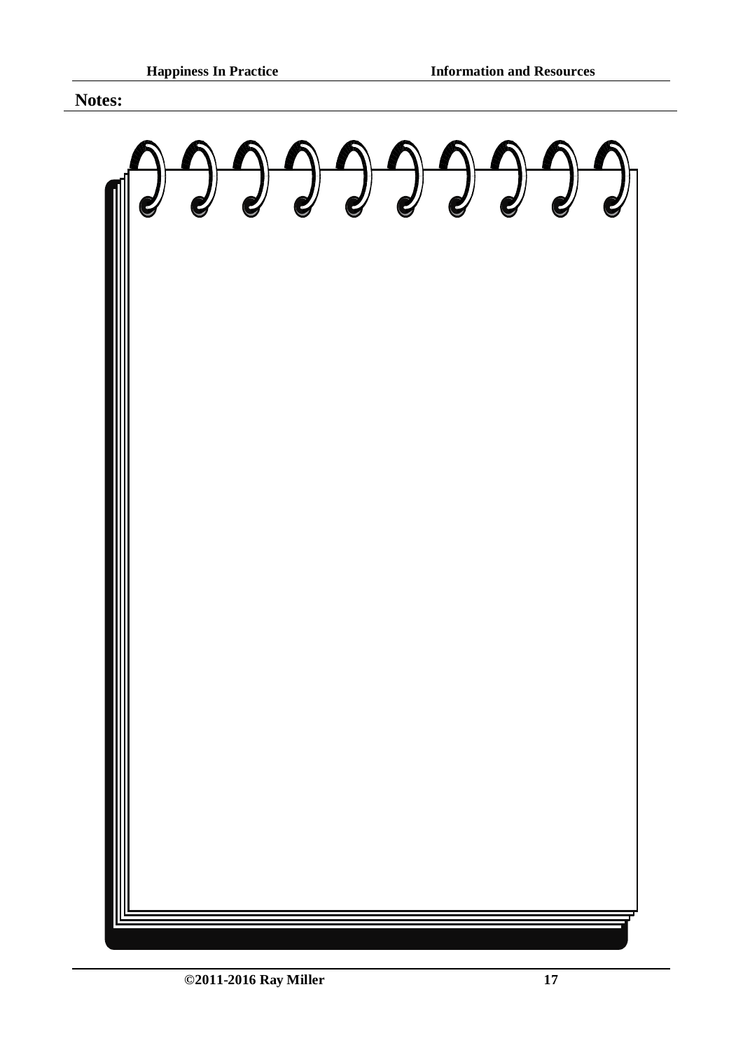## Notes: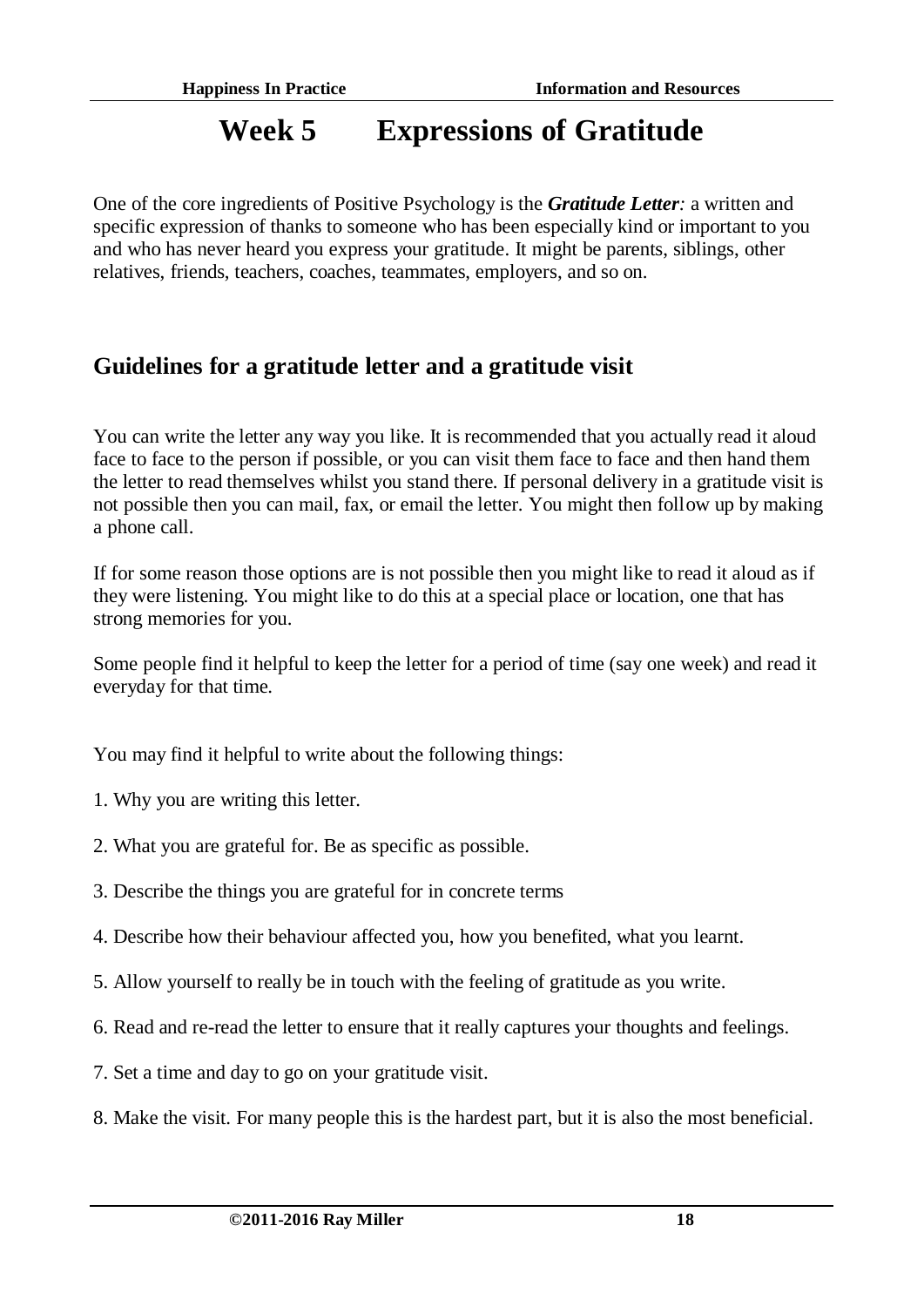# Week 5 Expressions of Gratitude

One of the core ingredients of Positive Psychology is the ***Gratitude Letter****:* a written and specific expression of thanks to someone who has been especially kind or important to you and who has never heard you express your gratitude. It might be parents, siblings, other relatives, friends, teachers, coaches, teammates, employers, and so on.

## Guidelines for a gratitude letter and a gratitude visit

You can write the letter any way you like. It is recommended that you actually read it aloud face to face to the person if possible, or you can visit them face to face and then hand them the letter to read themselves whilst you stand there. If personal delivery in a gratitude visit is not possible then you can mail, fax, or email the letter. You might then follow up by making a phone call.

If for some reason those options are is not possible then you might like to read it aloud as if they were listening. You might like to do this at a special place or location, one that has strong memories for you.

Some people find it helpful to keep the letter for a period of time (say one week) and read it everyday for that time.

You may find it helpful to write about the following things:

1. Why you are writing this letter.

2. What you are grateful for. Be as specific as possible.

3. Describe the things you are grateful for in concrete terms

4. Describe how their behaviour affected you, how you benefited, what you learnt.

5. Allow yourself to really be in touch with the feeling of gratitude as you write.

6. Read and re-read the letter to ensure that it really captures your thoughts and feelings.

7. Set a time and day to go on your gratitude visit.

8. Make the visit. For many people this is the hardest part, but it is also the most beneficial.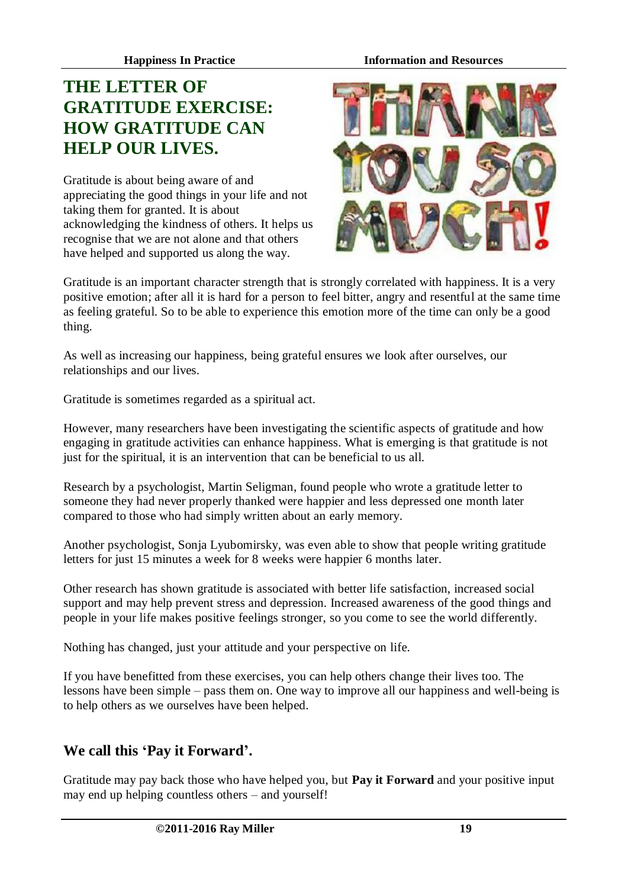# THE LETTER OF GRATITUDE EXERCISE: HOW GRATITUDE CAN HELP OUR LIVES.

Gratitude is about being aware of and appreciating the good things in your life and not taking them for granted. It is about acknowledging the kindness of others. It helps us recognise that we are not alone and that others have helped and supported us along the way.

Gratitude is an important character strength that is strongly correlated with happiness. It is a very positive emotion; after all it is hard for a person to feel bitter, angry and resentful at the same time as feeling grateful. So to be able to experience this emotion more of the time can only be a good thing.

As well as increasing our happiness, being grateful ensures we look after ourselves, our relationships and our lives.

Gratitude is sometimes regarded as a spiritual act.

However, many researchers have been investigating the scientific aspects of gratitude and how engaging in gratitude activities can enhance happiness. What is emerging is that gratitude is not just for the spiritual, it is an intervention that can be beneficial to us all.

Research by a psychologist, Martin Seligman, found people who wrote a gratitude letter to someone they had never properly thanked were happier and less depressed one month later compared to those who had simply written about an early memory.

Another psychologist, Sonja Lyubomirsky, was even able to show that people writing gratitude letters for just 15 minutes a week for 8 weeks were happier 6 months later.

Other research has shown gratitude is associated with better life satisfaction, increased social support and may help prevent stress and depression. Increased awareness of the good things and people in your life makes positive feelings stronger, so you come to see the world differently.

Nothing has changed, just your attitude and your perspective on life.

If you have benefitted from these exercises, you can help others change their lives too. The lessons have been simple – pass them on. One way to improve all our happiness and well-being is to help others as we ourselves have been helped.

## We call this 'Pay it Forward'.

Gratitude may pay back those who have helped you, but **Pay it Forward** and your positive input may end up helping countless others – and yourself!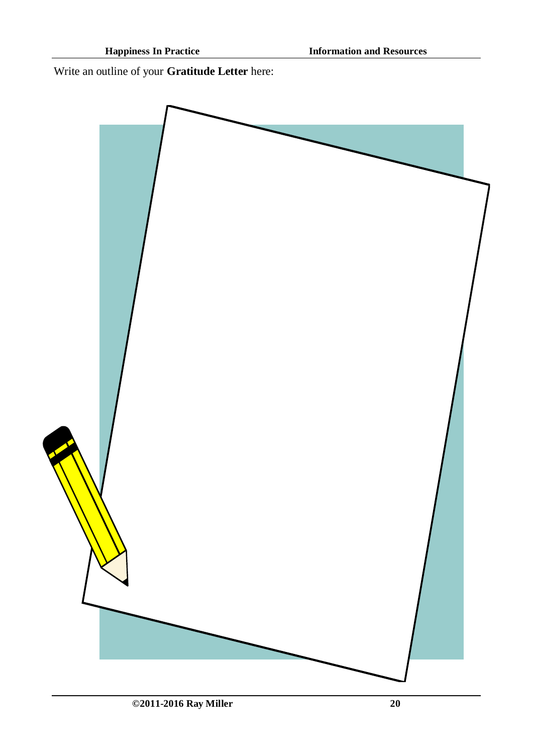Write an outline of your **Gratitude Letter** here: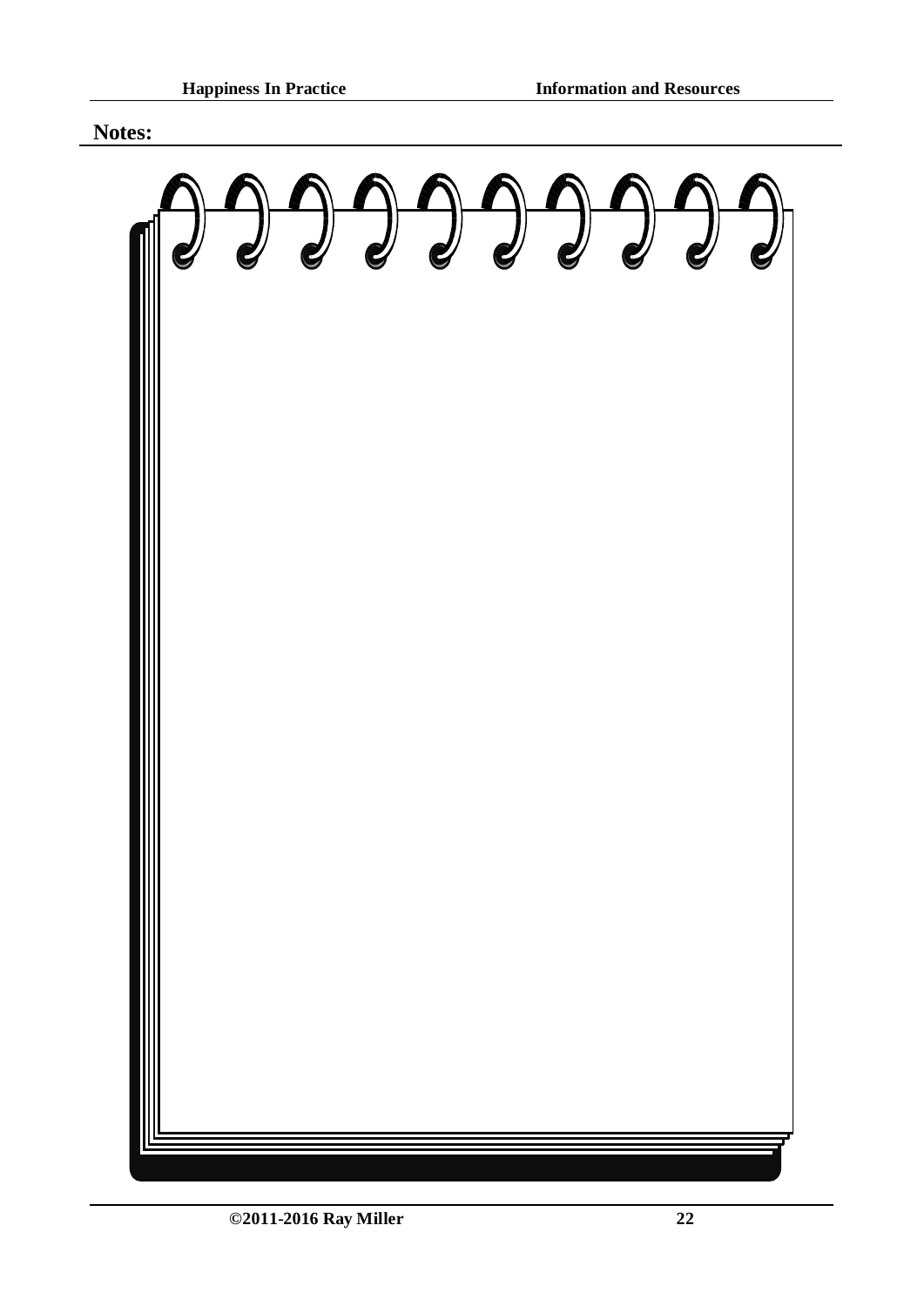## Notes: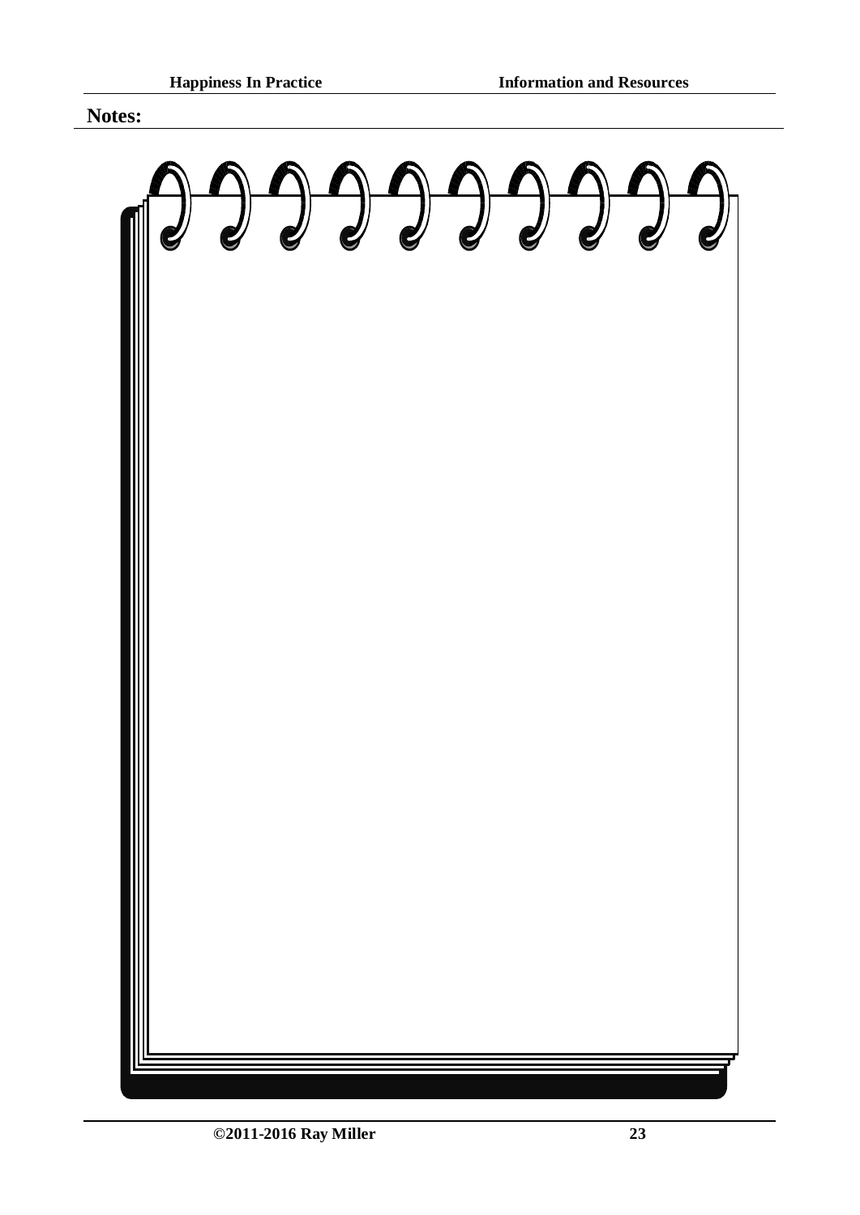## Notes: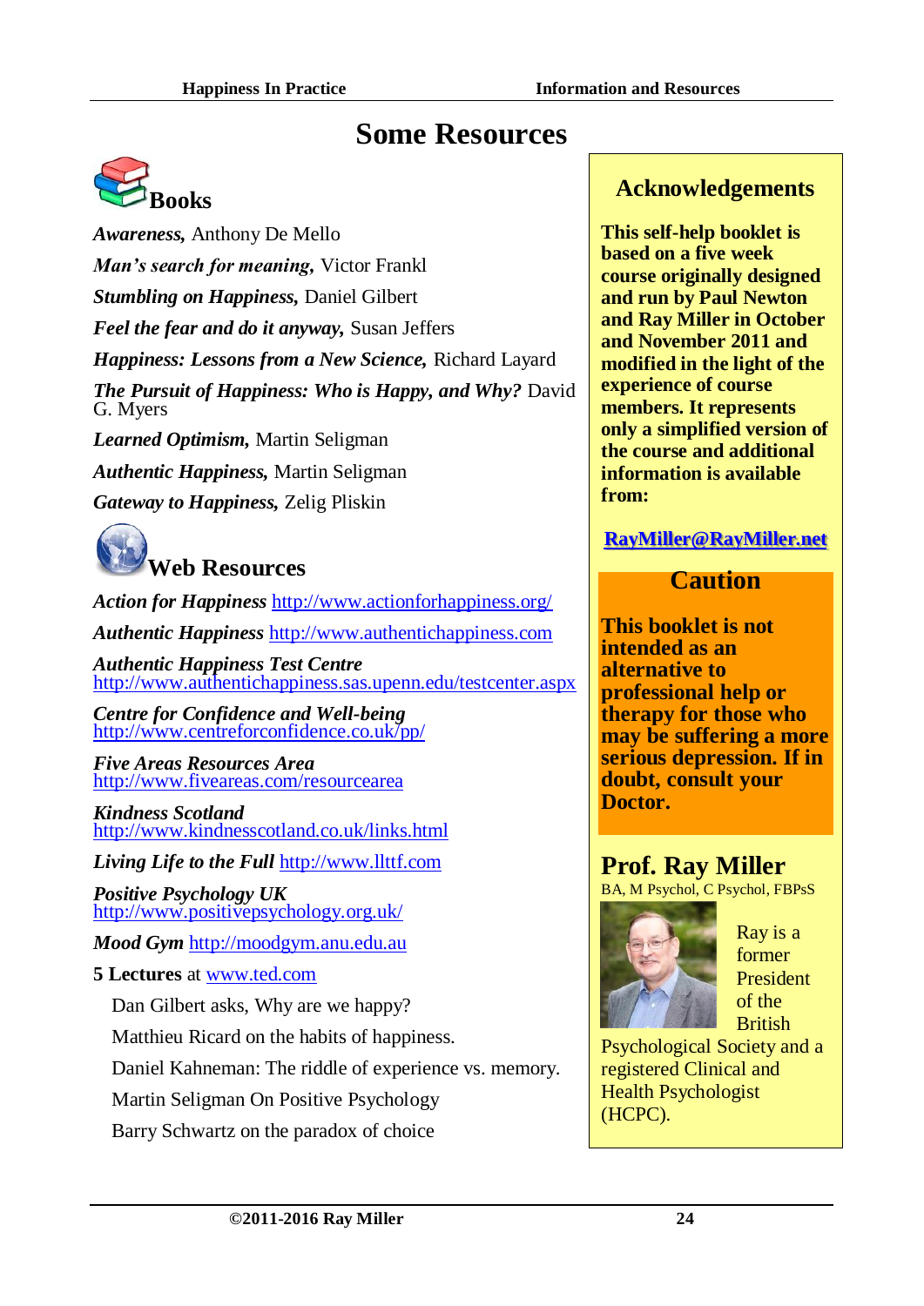# Some Resources

## Books

***Awareness,*** Anthony De Mello

***Man's search for meaning,*** Victor Frankl

***Stumbling on Happiness,*** Daniel Gilbert

***Feel the fear and do it anyway,*** Susan Jeffers

***Happiness: Lessons from a New Science,*** Richard Layard

***The Pursuit of Happiness: Who is Happy, and Why?*** David G. Myers

***Learned Optimism,*** Martin Seligman

***Authentic Happiness,*** Martin Seligman

***Gateway to Happiness,*** Zelig Pliskin

## Web Resources

***Action for Happiness*** http://www.actionforhappiness.org/

***Authentic Happiness*** http://www.authentichappiness.com

***Authentic Happiness Test Centre*** http://www.authentichappiness.sas.upenn.edu/testcenter.aspx

***Centre for Confidence and Well-being*** http://www.centreforconfidence.co.uk/pp/

***Five Areas Resources Area*** http://www.fiveareas.com/resourcearea

***Kindness Scotland*** http://www.kindnesscotland.co.uk/links.html

***Living Life to the Full*** http://www.llttf.com

***Positive Psychology UK*** http://www.positivepsychology.org.uk/

***Mood Gym*** http://moodgym.anu.edu.au

**5 Lectures** at www.ted.com

- Dan Gilbert asks, Why are we happy?
- Matthieu Ricard on the habits of happiness.
- Daniel Kahneman: The riddle of experience vs. memory.
- Martin Seligman On Positive Psychology
- Barry Schwartz on the paradox of choice

## Acknowledgements

**This self-help booklet is based on a five week course originally designed and run by Paul Newton and Ray Miller in October and November 2011 and modified in the light of the experience of course members. It represents only a simplified version of the course and additional information is available from:**

**RayMiller@RayMiller.net**

## Caution

**This booklet is not intended as an alternative to professional help or therapy for those who may be suffering a more serious depression. If in doubt, consult your Doctor.**

## Prof. Ray Miller

BA, M Psychol, C Psychol, FBPsS

Ray is a former President of the British Psychological Society and a registered Clinical and Health Psychologist (HCPC).

©2011-2016 Ray Miller